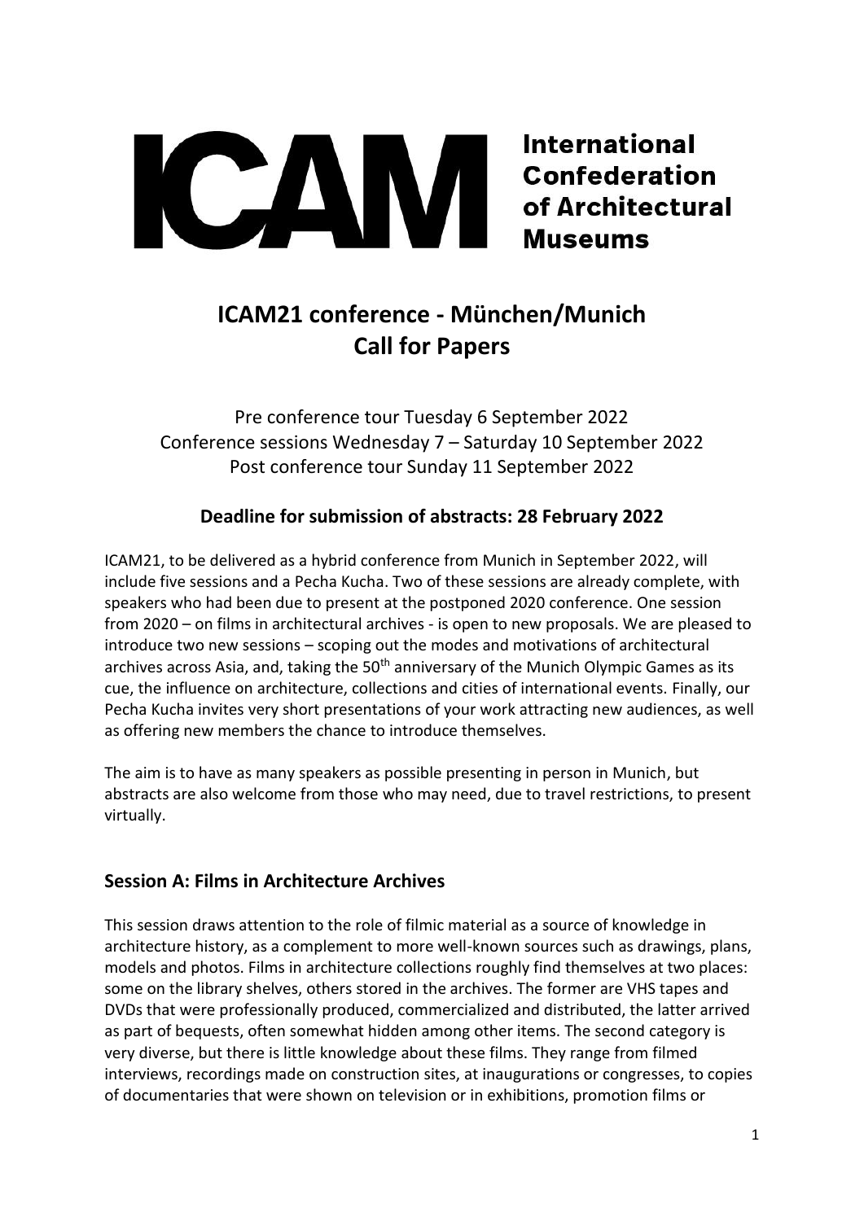ICAM International Confederation of Architectural Museums

# ICAM21 conference - München/Munich
# Call for Papers

Pre conference tour Tuesday 6 September 2022
Conference sessions Wednesday 7 – Saturday 10 September 2022
Post conference tour Sunday 11 September 2022

### Deadline for submission of abstracts: 28 February 2022

ICAM21, to be delivered as a hybrid conference from Munich in September 2022, will include five sessions and a Pecha Kucha. Two of these sessions are already complete, with speakers who had been due to present at the postponed 2020 conference. One session from 2020 – on films in architectural archives - is open to new proposals. We are pleased to introduce two new sessions – scoping out the modes and motivations of architectural archives across Asia, and, taking the 50th anniversary of the Munich Olympic Games as its cue, the influence on architecture, collections and cities of international events. Finally, our Pecha Kucha invites very short presentations of your work attracting new audiences, as well as offering new members the chance to introduce themselves.

The aim is to have as many speakers as possible presenting in person in Munich, but abstracts are also welcome from those who may need, due to travel restrictions, to present virtually.

## Session A: Films in Architecture Archives

This session draws attention to the role of filmic material as a source of knowledge in architecture history, as a complement to more well-known sources such as drawings, plans, models and photos. Films in architecture collections roughly find themselves at two places: some on the library shelves, others stored in the archives. The former are VHS tapes and DVDs that were professionally produced, commercialized and distributed, the latter arrived as part of bequests, often somewhat hidden among other items. The second category is very diverse, but there is little knowledge about these films. They range from filmed interviews, recordings made on construction sites, at inaugurations or congresses, to copies of documentaries that were shown on television or in exhibitions, promotion films or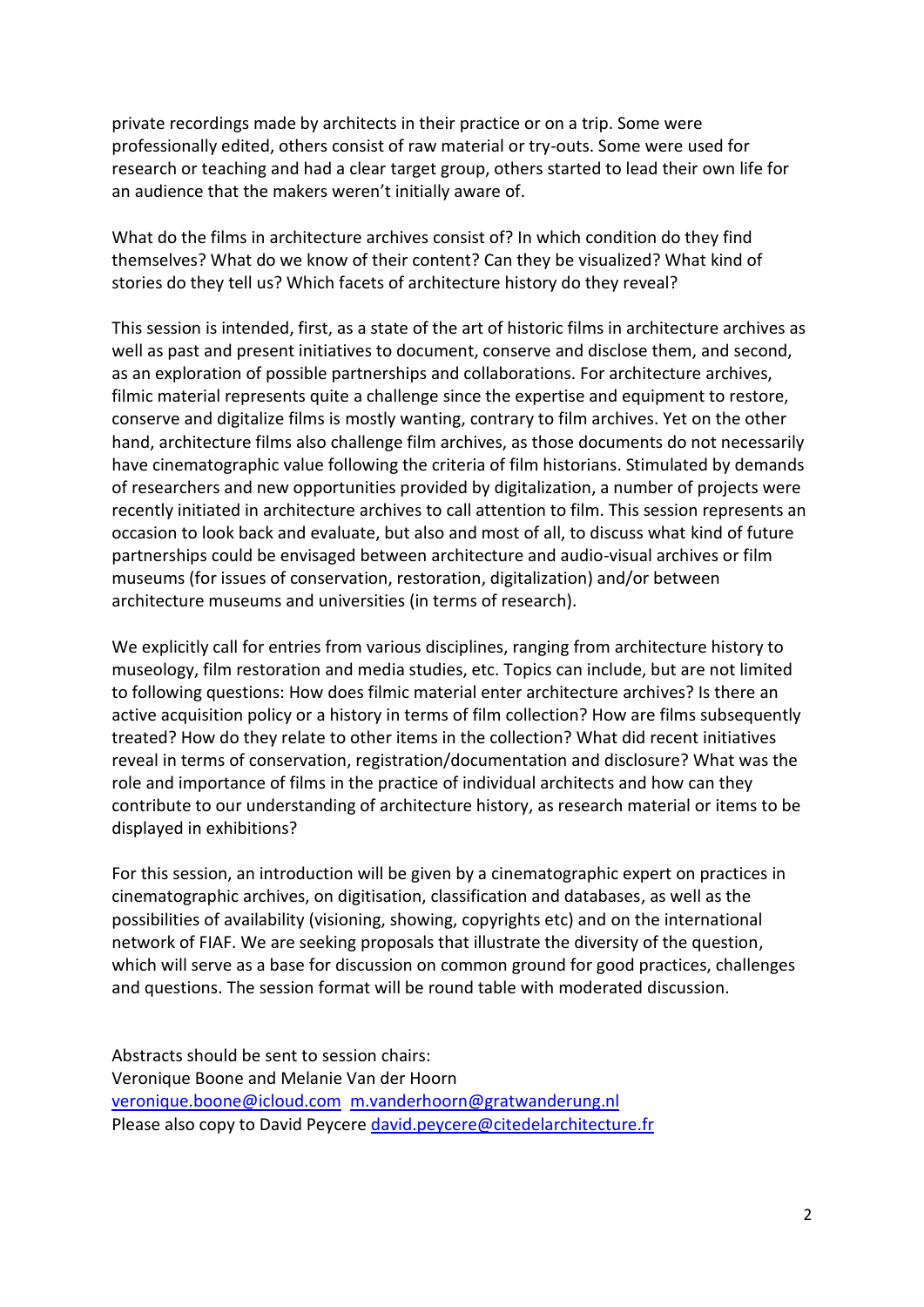private recordings made by architects in their practice or on a trip. Some were professionally edited, others consist of raw material or try-outs. Some were used for research or teaching and had a clear target group, others started to lead their own life for an audience that the makers weren't initially aware of.

What do the films in architecture archives consist of? In which condition do they find themselves? What do we know of their content? Can they be visualized? What kind of stories do they tell us? Which facets of architecture history do they reveal?

This session is intended, first, as a state of the art of historic films in architecture archives as well as past and present initiatives to document, conserve and disclose them, and second, as an exploration of possible partnerships and collaborations. For architecture archives, filmic material represents quite a challenge since the expertise and equipment to restore, conserve and digitalize films is mostly wanting, contrary to film archives. Yet on the other hand, architecture films also challenge film archives, as those documents do not necessarily have cinematographic value following the criteria of film historians. Stimulated by demands of researchers and new opportunities provided by digitalization, a number of projects were recently initiated in architecture archives to call attention to film. This session represents an occasion to look back and evaluate, but also and most of all, to discuss what kind of future partnerships could be envisaged between architecture and audio-visual archives or film museums (for issues of conservation, restoration, digitalization) and/or between architecture museums and universities (in terms of research).

We explicitly call for entries from various disciplines, ranging from architecture history to museology, film restoration and media studies, etc. Topics can include, but are not limited to following questions: How does filmic material enter architecture archives? Is there an active acquisition policy or a history in terms of film collection? How are films subsequently treated? How do they relate to other items in the collection? What did recent initiatives reveal in terms of conservation, registration/documentation and disclosure? What was the role and importance of films in the practice of individual architects and how can they contribute to our understanding of architecture history, as research material or items to be displayed in exhibitions?

For this session, an introduction will be given by a cinematographic expert on practices in cinematographic archives, on digitisation, classification and databases, as well as the possibilities of availability (visioning, showing, copyrights etc) and on the international network of FIAF. We are seeking proposals that illustrate the diversity of the question, which will serve as a base for discussion on common ground for good practices, challenges and questions. The session format will be round table with moderated discussion.

Abstracts should be sent to session chairs:
Veronique Boone and Melanie Van der Hoorn
veronique.boone@icloud.com m.vanderhoorn@gratwanderung.nl
Please also copy to David Peycere david.peycere@citedelarchitecture.fr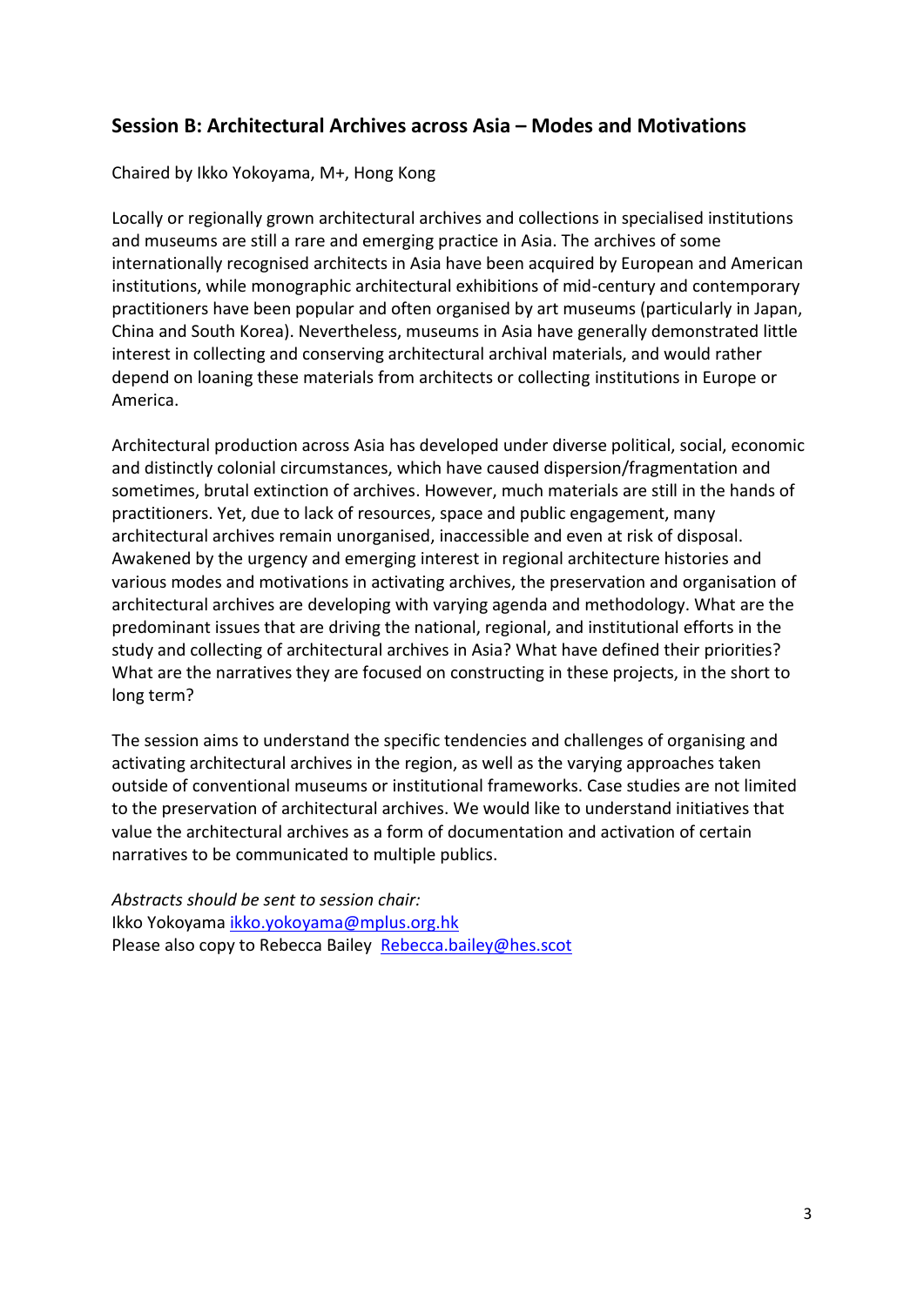## Session B: Architectural Archives across Asia – Modes and Motivations

Chaired by Ikko Yokoyama, M+, Hong Kong

Locally or regionally grown architectural archives and collections in specialised institutions and museums are still a rare and emerging practice in Asia. The archives of some internationally recognised architects in Asia have been acquired by European and American institutions, while monographic architectural exhibitions of mid-century and contemporary practitioners have been popular and often organised by art museums (particularly in Japan, China and South Korea). Nevertheless, museums in Asia have generally demonstrated little interest in collecting and conserving architectural archival materials, and would rather depend on loaning these materials from architects or collecting institutions in Europe or America.

Architectural production across Asia has developed under diverse political, social, economic and distinctly colonial circumstances, which have caused dispersion/fragmentation and sometimes, brutal extinction of archives. However, much materials are still in the hands of practitioners. Yet, due to lack of resources, space and public engagement, many architectural archives remain unorganised, inaccessible and even at risk of disposal. Awakened by the urgency and emerging interest in regional architecture histories and various modes and motivations in activating archives, the preservation and organisation of architectural archives are developing with varying agenda and methodology. What are the predominant issues that are driving the national, regional, and institutional efforts in the study and collecting of architectural archives in Asia? What have defined their priorities? What are the narratives they are focused on constructing in these projects, in the short to long term?

The session aims to understand the specific tendencies and challenges of organising and activating architectural archives in the region, as well as the varying approaches taken outside of conventional museums or institutional frameworks. Case studies are not limited to the preservation of architectural archives. We would like to understand initiatives that value the architectural archives as a form of documentation and activation of certain narratives to be communicated to multiple publics.

*Abstracts should be sent to session chair:*
Ikko Yokoyama [ikko.yokoyama@mplus.org.hk](mailto:ikko.yokoyama@mplus.org.hk)
Please also copy to Rebecca Bailey [Rebecca.bailey@hes.scot](mailto:Rebecca.bailey@hes.scot)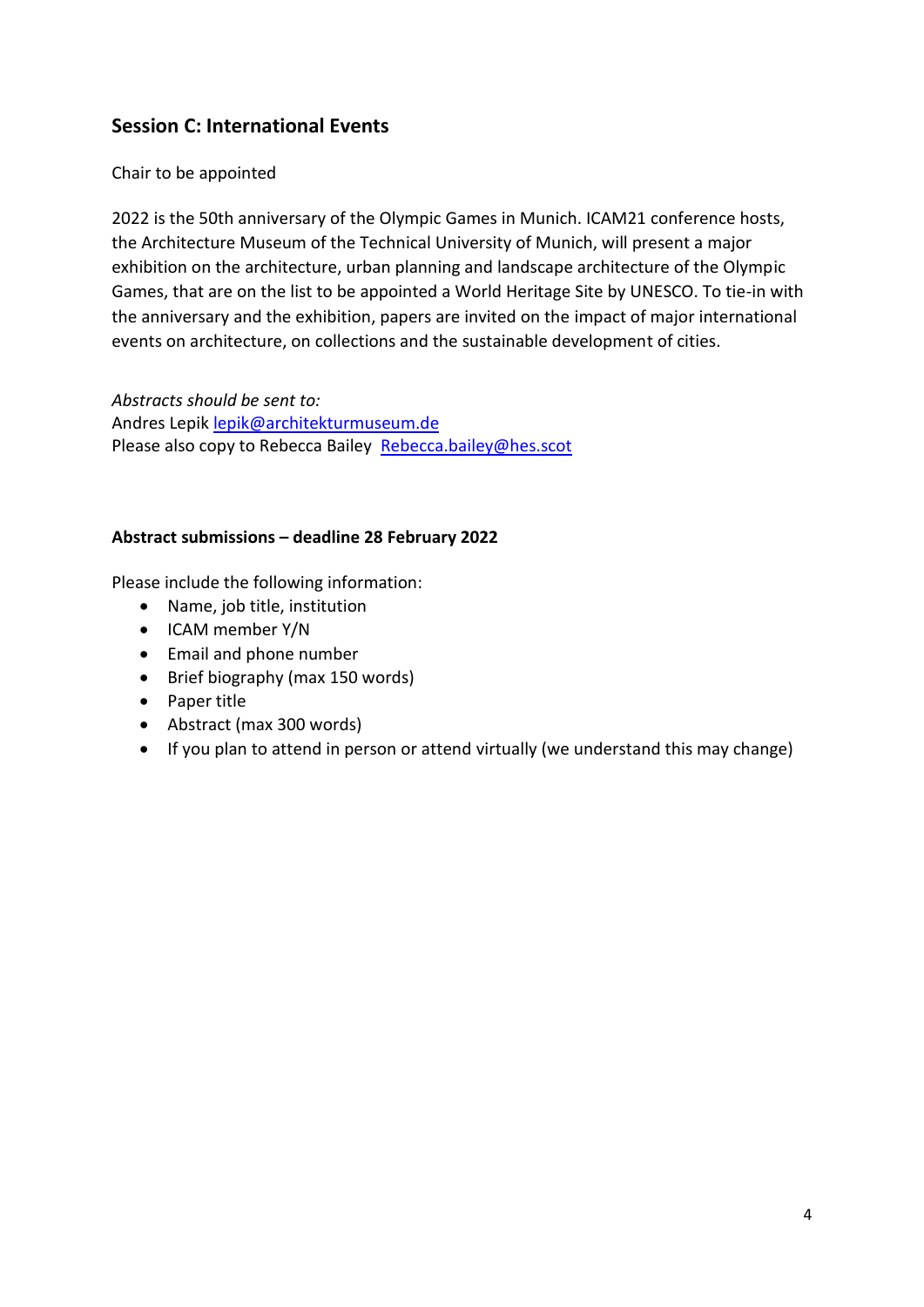## Session C: International Events

Chair to be appointed

2022 is the 50th anniversary of the Olympic Games in Munich. ICAM21 conference hosts, the Architecture Museum of the Technical University of Munich, will present a major exhibition on the architecture, urban planning and landscape architecture of the Olympic Games, that are on the list to be appointed a World Heritage Site by UNESCO. To tie-in with the anniversary and the exhibition, papers are invited on the impact of major international events on architecture, on collections and the sustainable development of cities.

*Abstracts should be sent to:*
Andres Lepik lepik@architekturmuseum.de
Please also copy to Rebecca Bailey Rebecca.bailey@hes.scot

**Abstract submissions – deadline 28 February 2022**

Please include the following information:

- Name, job title, institution
- ICAM member Y/N
- Email and phone number
- Brief biography (max 150 words)
- Paper title
- Abstract (max 300 words)
- If you plan to attend in person or attend virtually (we understand this may change)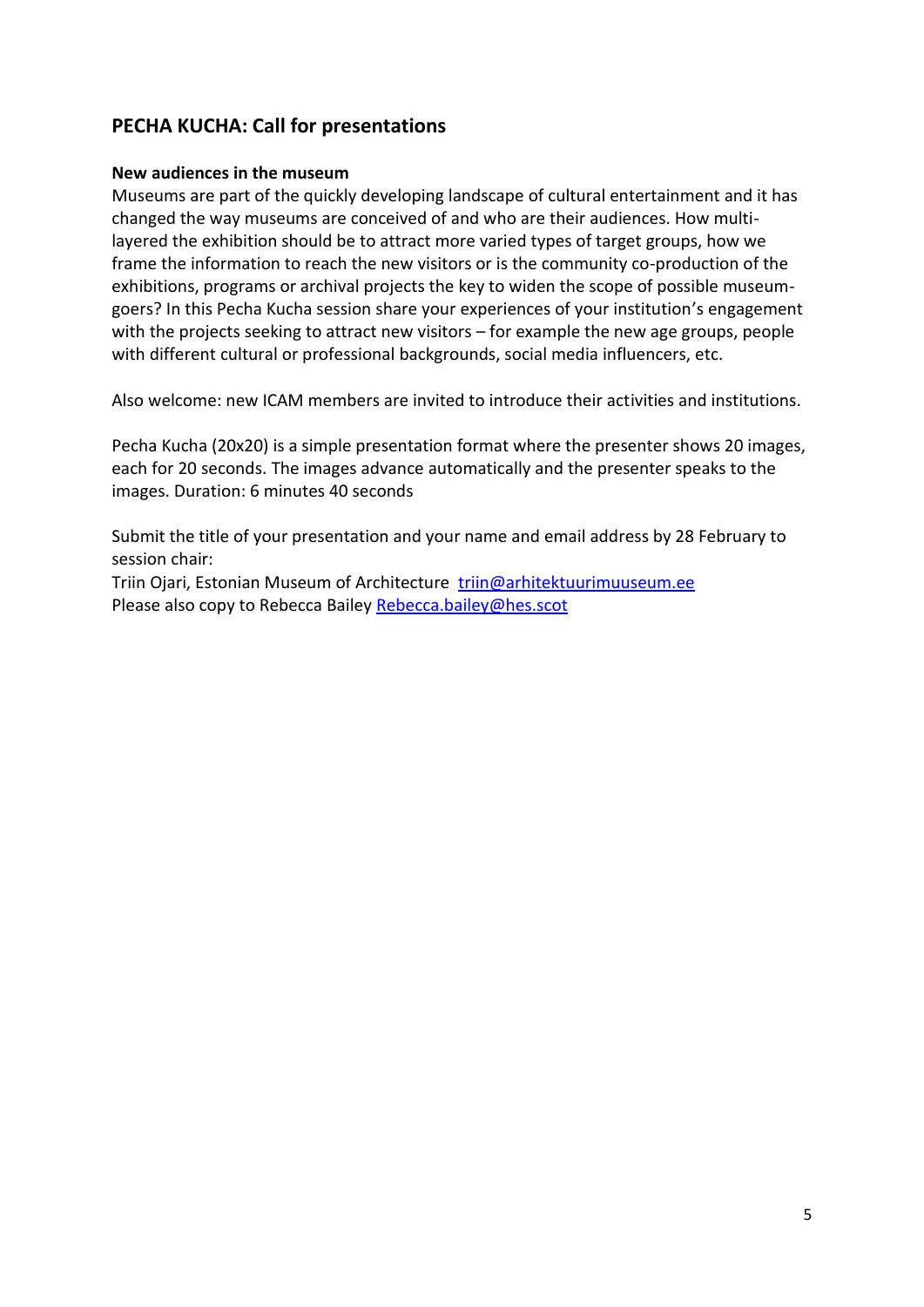## PECHA KUCHA: Call for presentations

**New audiences in the museum**

Museums are part of the quickly developing landscape of cultural entertainment and it has changed the way museums are conceived of and who are their audiences. How multi-layered the exhibition should be to attract more varied types of target groups, how we frame the information to reach the new visitors or is the community co-production of the exhibitions, programs or archival projects the key to widen the scope of possible museum-goers? In this Pecha Kucha session share your experiences of your institution's engagement with the projects seeking to attract new visitors – for example the new age groups, people with different cultural or professional backgrounds, social media influencers, etc.

Also welcome: new ICAM members are invited to introduce their activities and institutions.

Pecha Kucha (20x20) is a simple presentation format where the presenter shows 20 images, each for 20 seconds. The images advance automatically and the presenter speaks to the images. Duration: 6 minutes 40 seconds

Submit the title of your presentation and your name and email address by 28 February to session chair:
Triin Ojari, Estonian Museum of Architecture [triin@arhitektuurimuuseum.ee](mailto:triin@arhitektuurimuuseum.ee)
Please also copy to Rebecca Bailey [Rebecca.bailey@hes.scot](mailto:Rebecca.bailey@hes.scot)